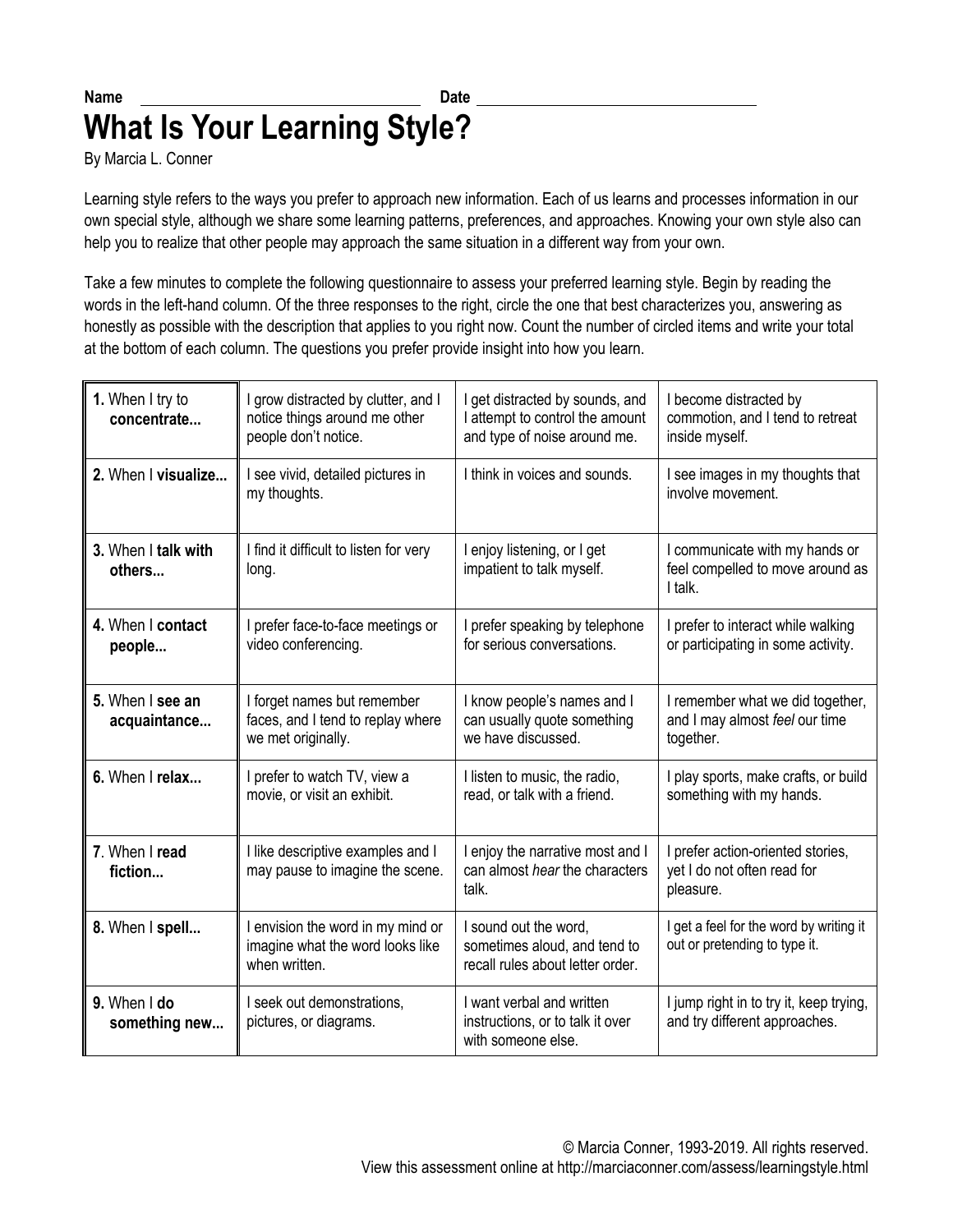**Name** ________________________________ **Date** ________________________________

# What Is Your Learning Style?

By Marcia L. Conner

Learning style refers to the ways you prefer to approach new information. Each of us learns and processes information in our own special style, although we share some learning patterns, preferences, and approaches. Knowing your own style also can help you to realize that other people may approach the same situation in a different way from your own.

Take a few minutes to complete the following questionnaire to assess your preferred learning style. Begin by reading the words in the left-hand column. Of the three responses to the right, circle the one that best characterizes you, answering as honestly as possible with the description that applies to you right now. Count the number of circled items and write your total at the bottom of each column. The questions you prefer provide insight into how you learn.

| | | | |
|---|---|---|---|
| **1.** When I try to **concentrate...** | I grow distracted by clutter, and I notice things around me other people don't notice. | I get distracted by sounds, and I attempt to control the amount and type of noise around me. | I become distracted by commotion, and I tend to retreat inside myself. |
| **2.** When I **visualize...** | I see vivid, detailed pictures in my thoughts. | I think in voices and sounds. | I see images in my thoughts that involve movement. |
| **3.** When I **talk with others...** | I find it difficult to listen for very long. | I enjoy listening, or I get impatient to talk myself. | I communicate with my hands or feel compelled to move around as I talk. |
| **4.** When I **contact people...** | I prefer face-to-face meetings or video conferencing. | I prefer speaking by telephone for serious conversations. | I prefer to interact while walking or participating in some activity. |
| **5.** When I **see an acquaintance...** | I forget names but remember faces, and I tend to replay where we met originally. | I know people's names and I can usually quote something we have discussed. | I remember what we did together, and I may almost *feel* our time together. |
| **6.** When I **relax...** | I prefer to watch TV, view a movie, or visit an exhibit. | I listen to music, the radio, read, or talk with a friend. | I play sports, make crafts, or build something with my hands. |
| **7.** When I **read fiction...** | I like descriptive examples and I may pause to imagine the scene. | I enjoy the narrative most and I can almost *hear* the characters talk. | I prefer action-oriented stories, yet I do not often read for pleasure. |
| **8.** When I **spell...** | I envision the word in my mind or imagine what the word looks like when written. | I sound out the word, sometimes aloud, and tend to recall rules about letter order. | I get a feel for the word by writing it out or pretending to type it. |
| **9.** When I **do something new...** | I seek out demonstrations, pictures, or diagrams. | I want verbal and written instructions, or to talk it over with someone else. | I jump right in to try it, keep trying, and try different approaches. |

© Marcia Conner, 1993-2019. All rights reserved.
View this assessment online at http://marciaconner.com/assess/learningstyle.html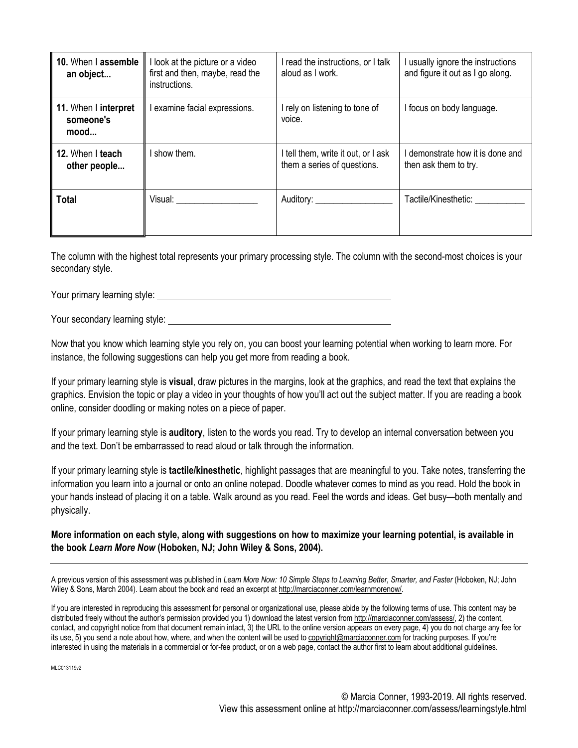| | | | |
|---|---|---|---|
| **10.** When I **assemble an object...** | I look at the picture or a video first and then, maybe, read the instructions. | I read the instructions, or I talk aloud as I work. | I usually ignore the instructions and figure it out as I go along. |
| **11.** When I **interpret someone's mood...** | I examine facial expressions. | I rely on listening to tone of voice. | I focus on body language. |
| **12.** When I **teach other people...** | I show them. | I tell them, write it out, or I ask them a series of questions. | I demonstrate how it is done and then ask them to try. |
| **Total** | Visual: ___________________ | Auditory: _________________ | Tactile/Kinesthetic: ___________ |

The column with the highest total represents your primary processing style. The column with the second-most choices is your secondary style.

Your primary learning style: ________________________________________________

Your secondary learning style: ______________________________________________

Now that you know which learning style you rely on, you can boost your learning potential when working to learn more. For instance, the following suggestions can help you get more from reading a book.

If your primary learning style is **visual**, draw pictures in the margins, look at the graphics, and read the text that explains the graphics. Envision the topic or play a video in your thoughts of how you'll act out the subject matter. If you are reading a book online, consider doodling or making notes on a piece of paper.

If your primary learning style is **auditory**, listen to the words you read. Try to develop an internal conversation between you and the text. Don't be embarrassed to read aloud or talk through the information.

If your primary learning style is **tactile/kinesthetic**, highlight passages that are meaningful to you. Take notes, transferring the information you learn into a journal or onto an online notepad. Doodle whatever comes to mind as you read. Hold the book in your hands instead of placing it on a table. Walk around as you read. Feel the words and ideas. Get busy—both mentally and physically.

**More information on each style, along with suggestions on how to maximize your learning potential, is available in the book *Learn More Now* (Hoboken, NJ; John Wiley & Sons, 2004).**

---

A previous version of this assessment was published in *Learn More Now: 10 Simple Steps to Learning Better, Smarter, and Faster* (Hoboken, NJ; John Wiley & Sons, March 2004). Learn about the book and read an excerpt at http://marciaconner.com/learnmorenow/.

If you are interested in reproducing this assessment for personal or organizational use, please abide by the following terms of use. This content may be distributed freely without the author's permission provided you 1) download the latest version from http://marciaconner.com/assess/, 2) the content, contact, and copyright notice from that document remain intact, 3) the URL to the online version appears on every page, 4) you do not charge any fee for its use, 5) you send a note about how, where, and when the content will be used to copyright@marciaconner.com for tracking purposes. If you're interested in using the materials in a commercial or for-fee product, or on a web page, contact the author first to learn about additional guidelines.

MLC013119v2

© Marcia Conner, 1993-2019. All rights reserved.
View this assessment online at http://marciaconner.com/assess/learningstyle.html